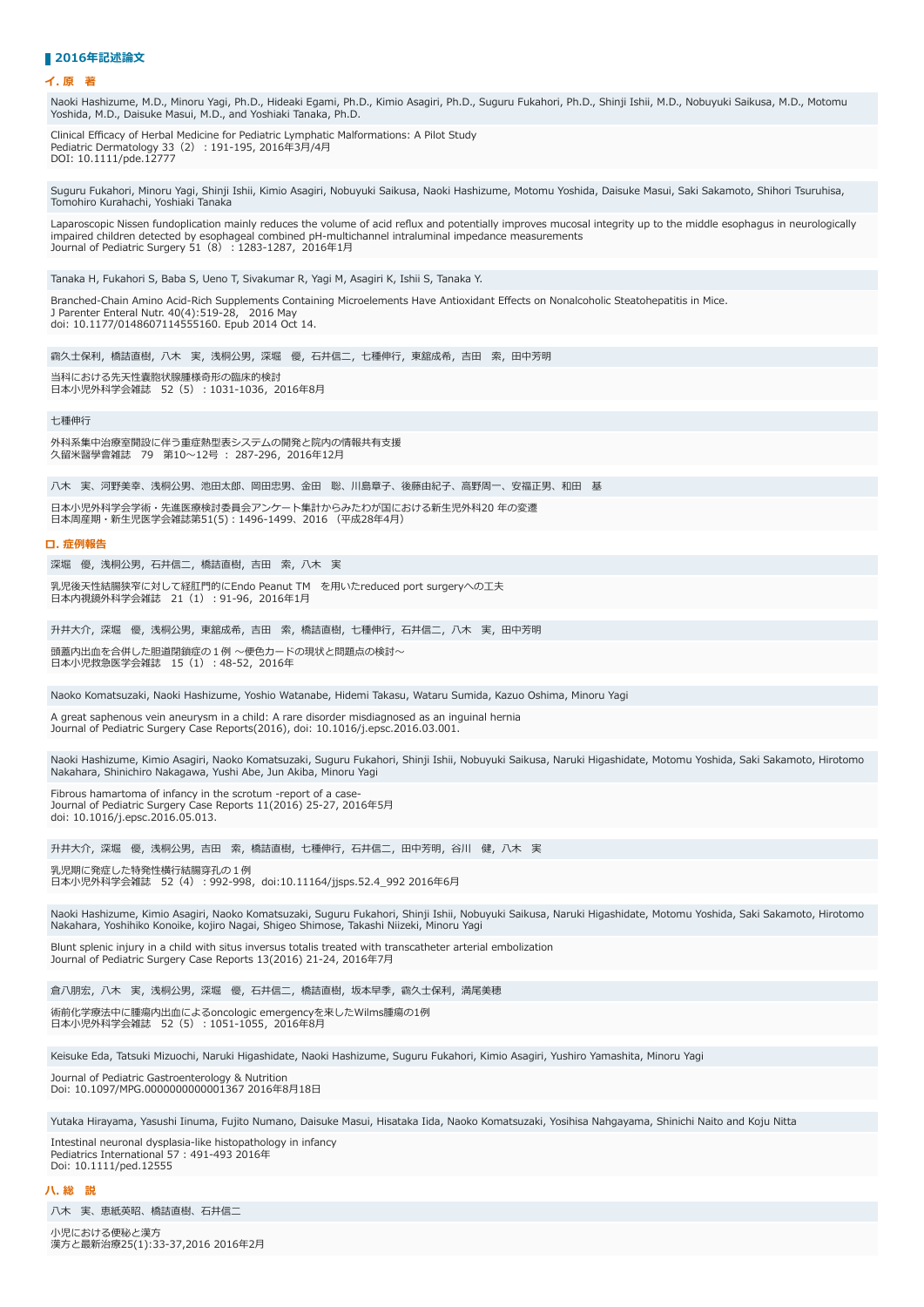## 2016年記述論文

### イ. 原　著

Naoki Hashizume, M.D., Minoru Yagi, Ph.D., Hideaki Egami, Ph.D., Kimio Asagiri, Ph.D., Suguru Fukahori, Ph.D., Shinji Ishii, M.D., Nobuyuki Saikusa, M.D., Motomu Yoshida, M.D., Daisuke Masui, M.D., and Yoshiaki Tanaka, Ph.D.

Clinical Efficacy of Herbal Medicine for Pediatric Lymphatic Malformations: A Pilot Study
Pediatric Dermatology 33（2）：191-195, 2016年3月/4月
DOI: 10.1111/pde.12777

Suguru Fukahori, Minoru Yagi, Shinji Ishii, Kimio Asagiri, Nobuyuki Saikusa, Naoki Hashizume, Motomu Yoshida, Daisuke Masui, Saki Sakamoto, Shihori Tsuruhisa, Tomohiro Kurahachi, Yoshiaki Tanaka

Laparoscopic Nissen fundoplication mainly reduces the volume of acid reflux and potentially improves mucosal integrity up to the middle esophagus in neurologically impaired children detected by esophageal combined pH-multichannel intraluminal impedance measurements
Journal of Pediatric Surgery 51（8）：1283-1287, 2016年1月

Tanaka H, Fukahori S, Baba S, Ueno T, Sivakumar R, Yagi M, Asagiri K, Ishii S, Tanaka Y.

Branched-Chain Amino Acid-Rich Supplements Containing Microelements Have Antioxidant Effects on Nonalcoholic Steatohepatitis in Mice.
J Parenter Enteral Nutr. 40(4):519-28, 2016 May
doi: 10.1177/0148607114555160. Epub 2014 Oct 14.

靍久士保利，橋詰直樹，八木　実，浅桐公男，深堀　優，石井信二，七種伸行，東舘成希，吉田　索，田中芳明

当科における先天性嚢胞状腺腫様奇形の臨床的検討
日本小児外科学会雑誌　52（5）：1031-1036，2016年8月

七種伸行

外科系集中治療室開設に伴う重症熱型表システムの開発と院内の情報共有支援
久留米醫學會雑誌　79　第10～12号 ： 287-296，2016年12月

八木　実、河野美幸、浅桐公男、池田太郎、岡田忠男、金田　聡、川島章子、後藤由紀子、高野周一、安福正男、和田　基

日本小児外科学会学術・先進医療検討委員会アンケート集計からみたわが国における新生児外科20 年の変遷
日本周産期・新生児医学会雑誌第51(5)：1496-1499、2016 （平成28年4月）

### ロ. 症例報告

深堀　優，浅桐公男，石井信二，橋詰直樹，吉田　索，八木　実

乳児後天性結腸狭窄に対して経肛門的にEndo Peanut TM　を用いたreduced port surgeryへの工夫
日本内視鏡外科学会雑誌　21（1）：91-96，2016年1月

升井大介，深堀　優，浅桐公男，東舘成希，吉田　索，橋詰直樹，七種伸行，石井信二，八木　実，田中芳明

頭蓋内出血を合併した胆道閉鎖症の１例 ～便色カードの現状と問題点の検討～
日本小児救急医学会雑誌　15（1）：48-52，2016年

Naoko Komatsuzaki, Naoki Hashizume, Yoshio Watanabe, Hidemi Takasu, Wataru Sumida, Kazuo Oshima, Minoru Yagi

A great saphenous vein aneurysm in a child: A rare disorder misdiagnosed as an inguinal hernia
Journal of Pediatric Surgery Case Reports(2016), doi: 10.1016/j.epsc.2016.03.001.

Naoki Hashizume, Kimio Asagiri, Naoko Komatsuzaki, Suguru Fukahori, Shinji Ishii, Nobuyuki Saikusa, Naruki Higashidate, Motomu Yoshida, Saki Sakamoto, Hirotomo Nakahara, Shinichiro Nakagawa, Yushi Abe, Jun Akiba, Minoru Yagi

Fibrous hamartoma of infancy in the scrotum -report of a case-
Journal of Pediatric Surgery Case Reports 11(2016) 25-27, 2016年5月
doi: 10.1016/j.epsc.2016.05.013.

升井大介，深堀　優，浅桐公男，吉田　索，橋詰直樹，七種伸行，石井信二，田中芳明，谷川　健，八木　実

乳児期に発症した特発性横行結腸穿孔の１例
日本小児外科学会雑誌　52（4）：992-998，doi:10.11164/jjsps.52.4_992 2016年6月

Naoki Hashizume, Kimio Asagiri, Naoko Komatsuzaki, Suguru Fukahori, Shinji Ishii, Nobuyuki Saikusa, Naruki Higashidate, Motomu Yoshida, Saki Sakamoto, Hirotomo Nakahara, Yoshihiko Konoike, kojiro Nagai, Shigeo Shimose, Takashi Niizeki, Minoru Yagi

Blunt splenic injury in a child with situs inversus totalis treated with transcatheter arterial embolization
Journal of Pediatric Surgery Case Reports 13(2016) 21-24, 2016年7月

倉八朋宏，八木　実，浅桐公男，深堀　優，石井信二，橋詰直樹，坂本早季，靍久士保利，満尾美穂

術前化学療法中に腫瘍内出血によるoncologic emergencyを来したWilms腫瘍の1例
日本小児外科学会雑誌　52（5）：1051-1055，2016年8月

Keisuke Eda, Tatsuki Mizuochi, Naruki Higashidate, Naoki Hashizume, Suguru Fukahori, Kimio Asagiri, Yushiro Yamashita, Minoru Yagi

Journal of Pediatric Gastroenterology & Nutrition
Doi: 10.1097/MPG.0000000000001367 2016年8月18日

Yutaka Hirayama, Yasushi Iinuma, Fujito Numano, Daisuke Masui, Hisataka Iida, Naoko Komatsuzaki, Yosihisa Nahgayama, Shinichi Naito and Koju Nitta

Intestinal neuronal dysplasia-like histopathology in infancy
Pediatrics International 57：491-493 2016年
Doi: 10.1111/ped.12555

### ハ. 総　説

八木　実、恵紙英昭、橋詰直樹、石井信二

小児における便秘と漢方
漢方と最新治療25(1):33-37,2016 2016年2月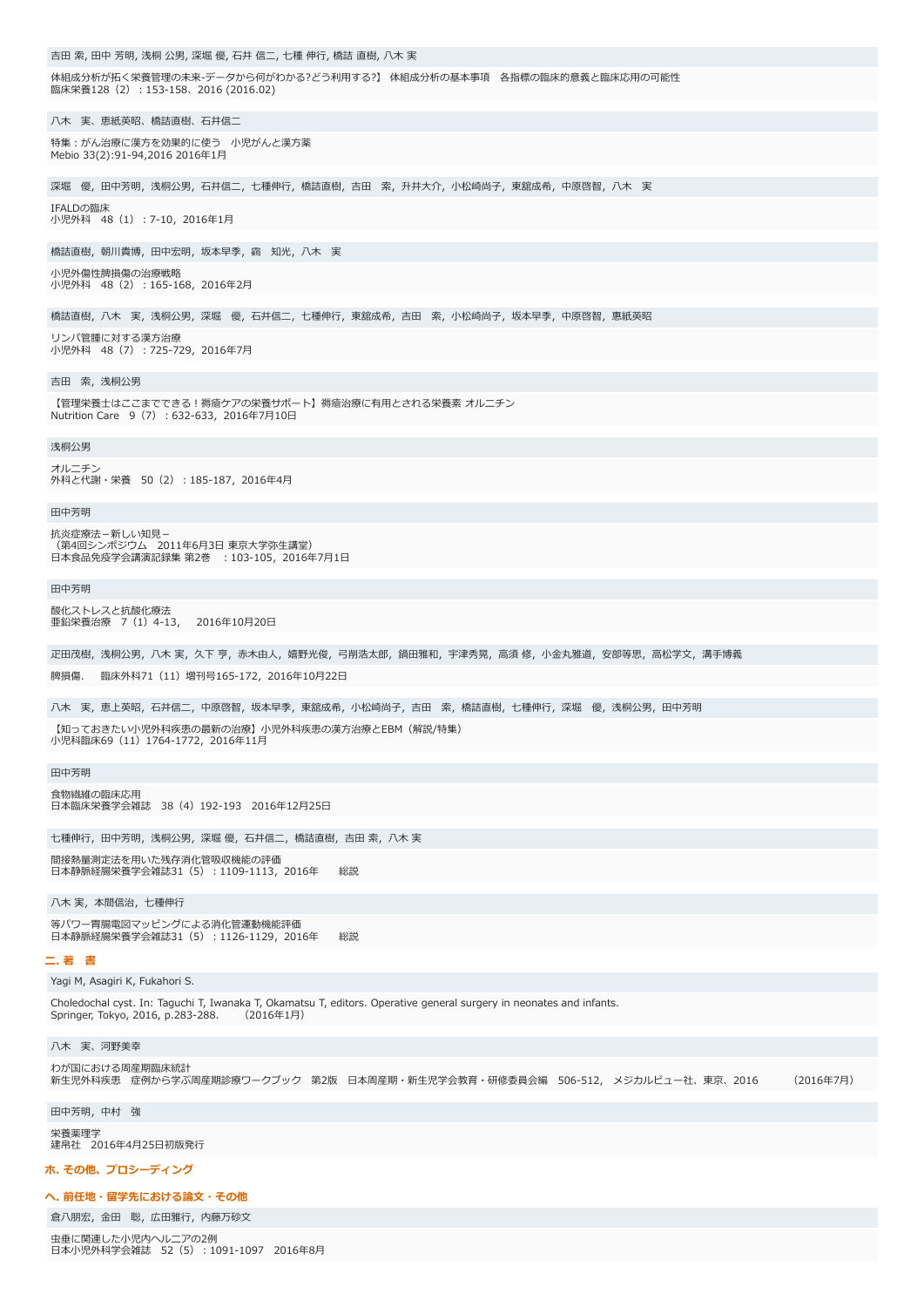吉田 索, 田中 芳明, 浅桐 公男, 深堀 優, 石井 信二, 七種 伸行, 橋詰 直樹, 八木 実

体組成分析が拓く栄養管理の未来-データから何がわかる?どう利用する?】 体組成分析の基本事項　各指標の臨床的意義と臨床応用の可能性
臨床栄養128（2）：153-158、2016 (2016.02)

八木　実、恵紙英昭、橋詰直樹、石井信二

特集：がん治療に漢方を効果的に使う　小児がんと漢方薬
Mebio 33(2):91-94,2016 2016年1月

深堀　優，田中芳明，浅桐公男，石井信二，七種伸行，橋詰直樹，吉田　索，升井大介，小松崎尚子，東舘成希，中原啓智，八木　実

IFALDの臨床
小児外科　48（1）：7-10，2016年1月

橋詰直樹，朝川貴博，田中宏明，坂本早季，靍　知光，八木　実

小児外傷性脾損傷の治療戦略
小児外科　48（2）：165-168，2016年2月

橋詰直樹，八木　実，浅桐公男，深堀　優，石井信二，七種伸行，東舘成希，吉田　索，小松崎尚子，坂本早季，中原啓智，惠紙英昭

リンパ管腫に対する漢方治療
小児外科　48（7）：725-729，2016年7月

吉田　索，浅桐公男

【管理栄養士はここまでできる！褥瘡ケアの栄養サポート】褥瘡治療に有用とされる栄養素 オルニチン
Nutrition Care　9（7）：632-633，2016年7月10日

浅桐公男

オルニチン
外科と代謝・栄養　50（2）：185-187，2016年4月

田中芳明

抗炎症療法－新しい知見－
（第4回シンポジウム　2011年6月3日 東京大学弥生講堂）
日本食品免疫学会講演記録集 第2巻　：103-105，2016年7月1日

田中芳明

酸化ストレスと抗酸化療法
亜鉛栄養治療　7（1）4-13,　 2016年10月20日

疋田茂樹，浅桐公男，八木 実，久下 亨，赤木由人，嬉野光俊，弓削浩太郎，鍋田雅和，宇津秀晃，高須 修，小金丸雅道，安部等思，高松学文，溝手博義

脾損傷.　 臨床外科71（11）増刊号165-172，2016年10月22日

八木　実，恵上英昭，石井信二，中原啓智，坂本早季，東舘成希，小松崎尚子，吉田　索，橋詰直樹，七種伸行，深堀　優，浅桐公男，田中芳明

【知っておきたい小児外科疾患の最新の治療】小児外科疾患の漢方治療とEBM（解説/特集）
小児科臨床69（11）1764-1772，2016年11月

田中芳明

食物繊維の臨床応用
日本臨床栄養学会雑誌　38（4）192-193　2016年12月25日

七種伸行，田中芳明，浅桐公男，深堀 優，石井信二，橋詰直樹，吉田 索，八木 実

間接熱量測定法を用いた残存消化管吸収機能の評価
日本静脈経腸栄養学会雑誌31（5）：1109-1113，2016年　　総説

八木 実，本間信治，七種伸行

等パワー胃腸電図マッピングによる消化管運動機能評価
日本静脈経腸栄養学会雑誌31（5）：1126-1129，2016年　　総説

## 二. 著　書

Yagi M, Asagiri K, Fukahori S.

Choledochal cyst. In: Taguchi T, Iwanaka T, Okamatsu T, editors. Operative general surgery in neonates and infants.
Springer, Tokyo, 2016, p.283-288.　　（2016年1月）

八木　実、河野美幸

わが国における周産期臨床統計
新生児外科疾患　症例から学ぶ周産期診療ワークブック　第2版　日本周産期・新生児学会教育・研修委員会編　506-512,　メジカルビュー社、東京、2016　　　（2016年7月）

田中芳明，中村　強

栄養薬理学
建帛社　2016年4月25日初版発行

## ホ. その他、プロシーディング

## ヘ. 前任地・留学先における論文・その他

倉八朋宏，金田　聡，広田雅行，内藤万砂文

虫垂に関連した小児内ヘルニアの2例
日本小児外科学会雑誌　52（5）：1091-1097　2016年8月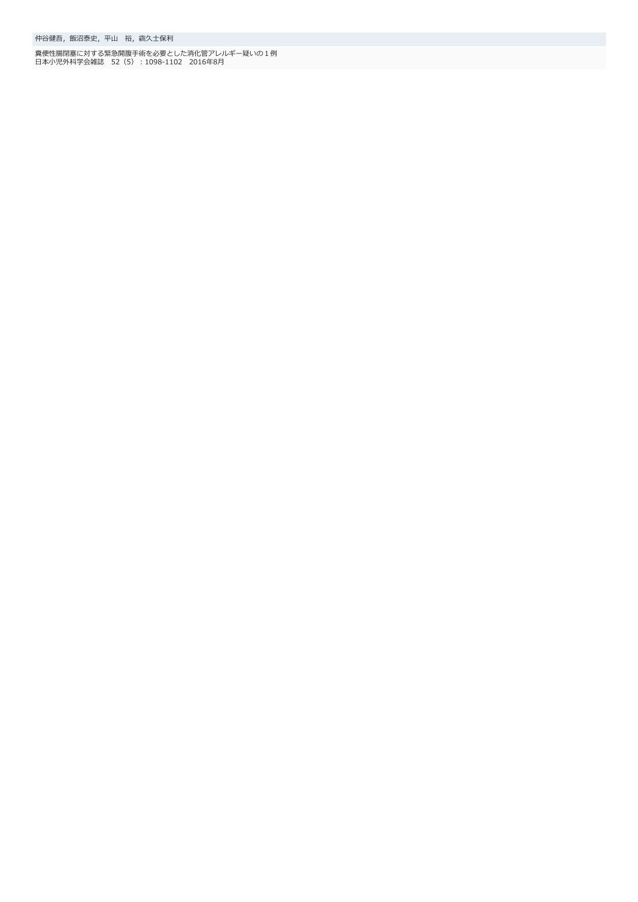仲谷健吾，飯沼泰史，平山　裕，窪久士保利

糞便性腸閉塞に対する緊急開腹手術を必要とした消化管アレルギー疑いの１例
日本小児外科学会雑誌　52（5）：1098-1102　2016年8月